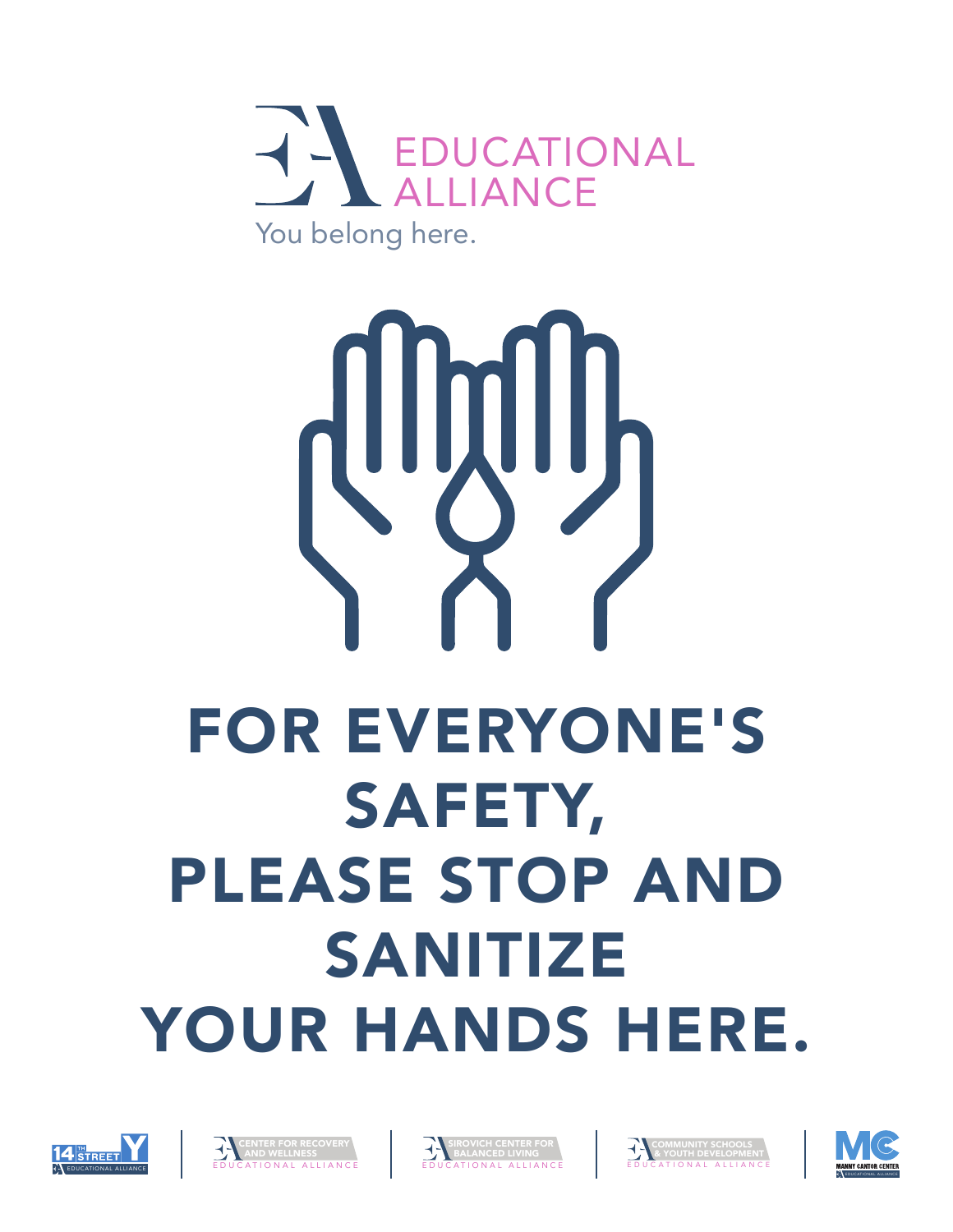EDUCATIONAL ALLIANCE

You belong here.

# FOR EVERYONE'S SAFETY, PLEASE STOP AND SANITIZE YOUR HANDS HERE.

14TH STREET Y EDUCATIONAL ALLIANCE | CENTER FOR RECOVERY AND WELLNESS EDUCATIONAL ALLIANCE | SIROVICH CENTER FOR BALANCED LIVING EDUCATIONAL ALLIANCE | COMMUNITY SCHOOLS & YOUTH DEVELOPMENT EDUCATIONAL ALLIANCE | MANNY CANTOR CENTER EDUCATIONAL ALLIANCE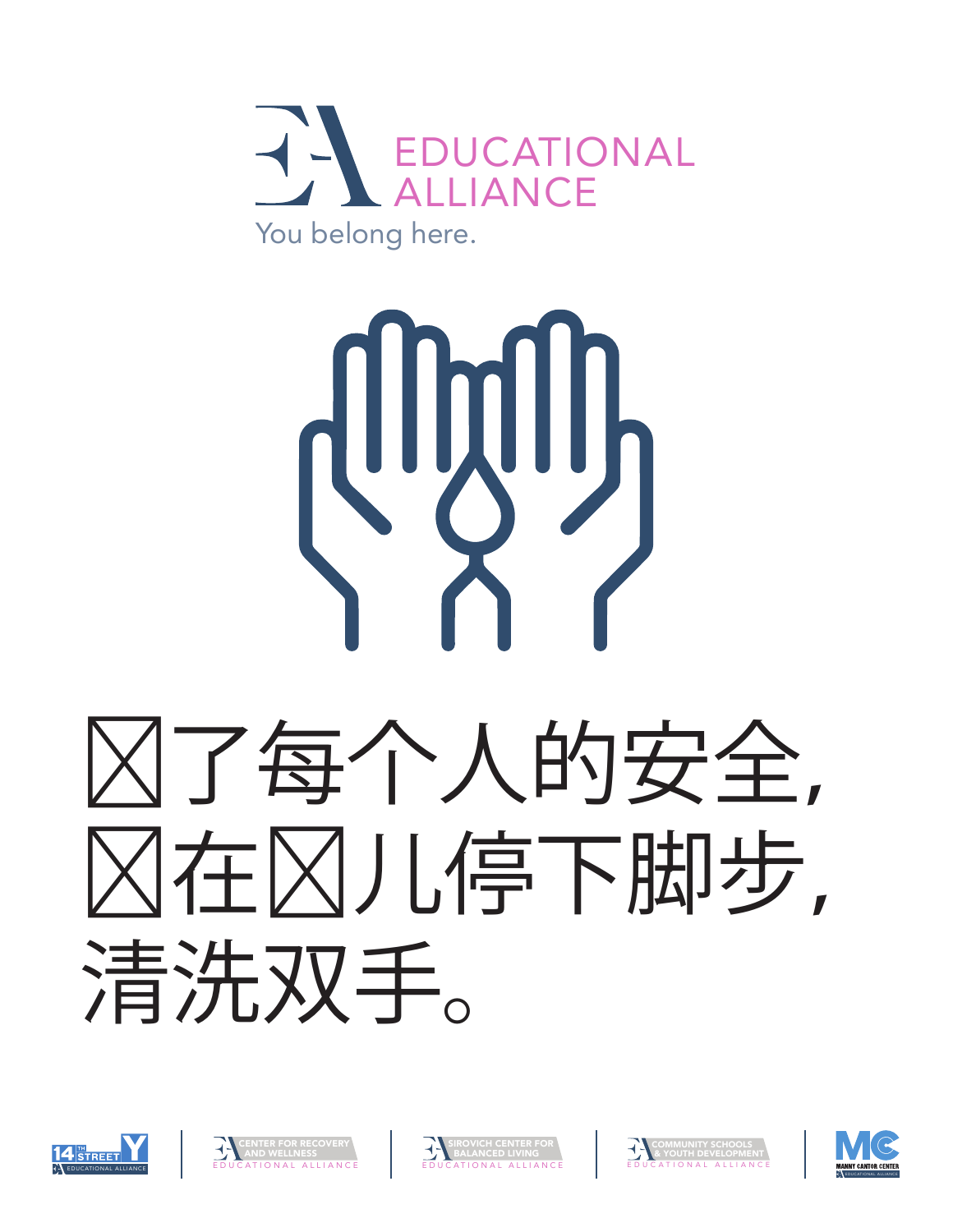EDUCATIONAL ALLIANCE

You belong here.

# ☒了每个人的安全，☒在☒儿停下脚步，清洗双手。

14TH STREET Y — EDUCATIONAL ALLIANCE | CENTER FOR RECOVERY AND WELLNESS — EDUCATIONAL ALLIANCE | SIROVICH CENTER FOR BALANCED LIVING — EDUCATIONAL ALLIANCE | COMMUNITY SCHOOLS & YOUTH DEVELOPMENT — EDUCATIONAL ALLIANCE | MANNY CANTOR CENTER — EDUCATIONAL ALLIANCE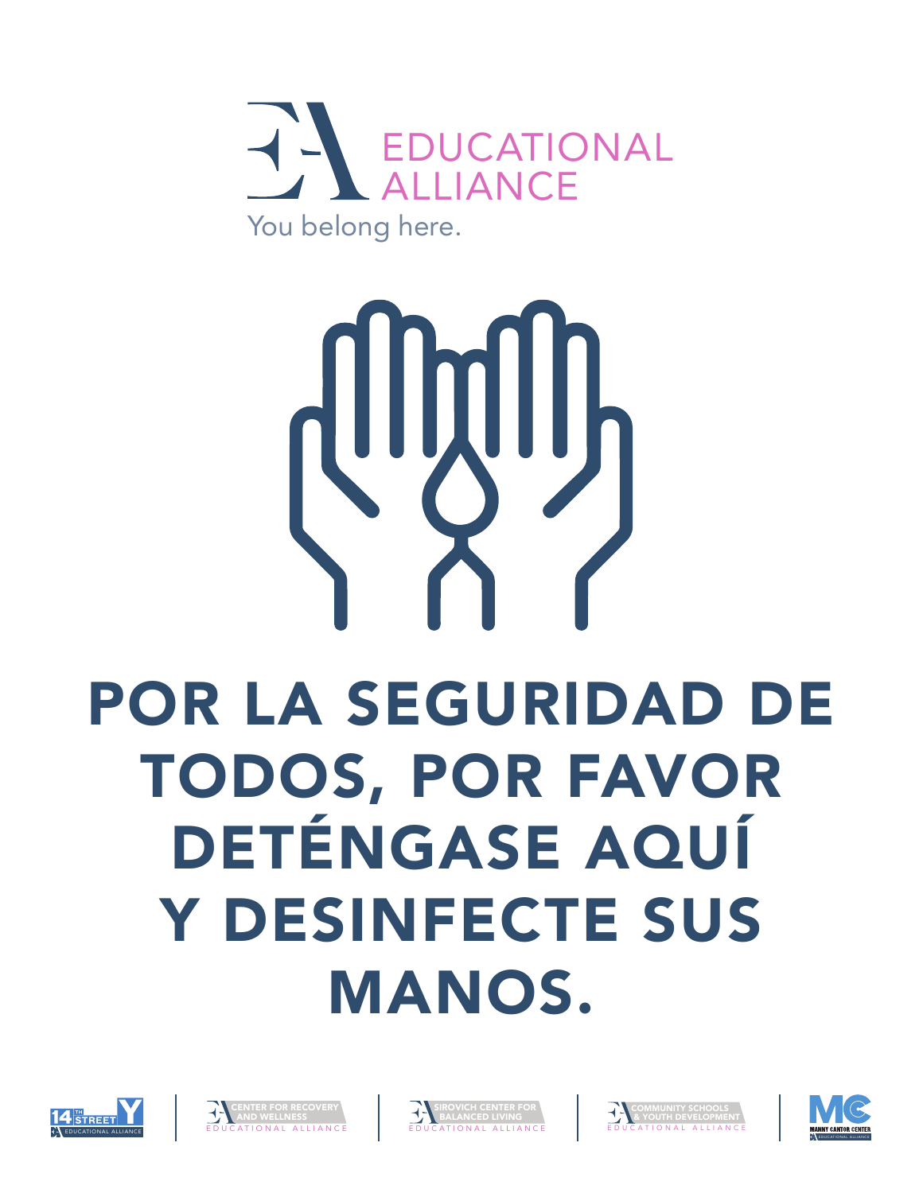EDUCATIONAL ALLIANCE

You belong here.

# POR LA SEGURIDAD DE TODOS, POR FAVOR DETÉNGASE AQUÍ Y DESINFECTE SUS MANOS.

14TH STREET Y EDUCATIONAL ALLIANCE | CENTER FOR RECOVERY AND WELLNESS EDUCATIONAL ALLIANCE | SIROVICH CENTER FOR BALANCED LIVING EDUCATIONAL ALLIANCE | COMMUNITY SCHOOLS & YOUTH DEVELOPMENT EDUCATIONAL ALLIANCE | MANNY CANTOR CENTER EDUCATIONAL ALLIANCE